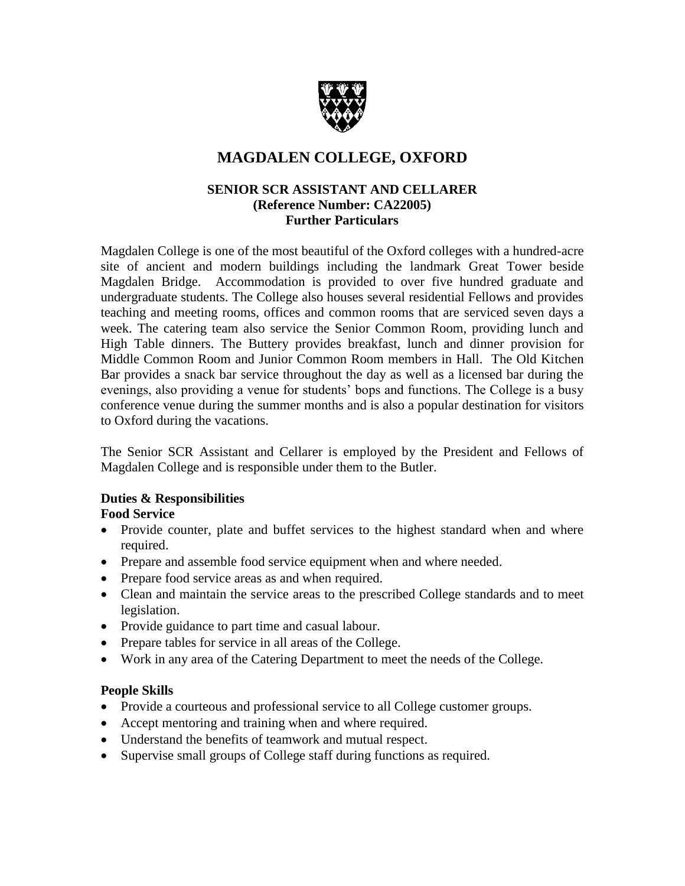# MAGDALEN COLLEGE, OXFORD

**SENIOR SCR ASSISTANT AND CELLARER**
**(Reference Number: CA22005)**
**Further Particulars**

Magdalen College is one of the most beautiful of the Oxford colleges with a hundred-acre site of ancient and modern buildings including the landmark Great Tower beside Magdalen Bridge. Accommodation is provided to over five hundred graduate and undergraduate students. The College also houses several residential Fellows and provides teaching and meeting rooms, offices and common rooms that are serviced seven days a week. The catering team also service the Senior Common Room, providing lunch and High Table dinners. The Buttery provides breakfast, lunch and dinner provision for Middle Common Room and Junior Common Room members in Hall. The Old Kitchen Bar provides a snack bar service throughout the day as well as a licensed bar during the evenings, also providing a venue for students' bops and functions. The College is a busy conference venue during the summer months and is also a popular destination for visitors to Oxford during the vacations.

The Senior SCR Assistant and Cellarer is employed by the President and Fellows of Magdalen College and is responsible under them to the Butler.

## Duties & Responsibilities

### Food Service

- Provide counter, plate and buffet services to the highest standard when and where required.
- Prepare and assemble food service equipment when and where needed.
- Prepare food service areas as and when required.
- Clean and maintain the service areas to the prescribed College standards and to meet legislation.
- Provide guidance to part time and casual labour.
- Prepare tables for service in all areas of the College.
- Work in any area of the Catering Department to meet the needs of the College.

### People Skills

- Provide a courteous and professional service to all College customer groups.
- Accept mentoring and training when and where required.
- Understand the benefits of teamwork and mutual respect.
- Supervise small groups of College staff during functions as required.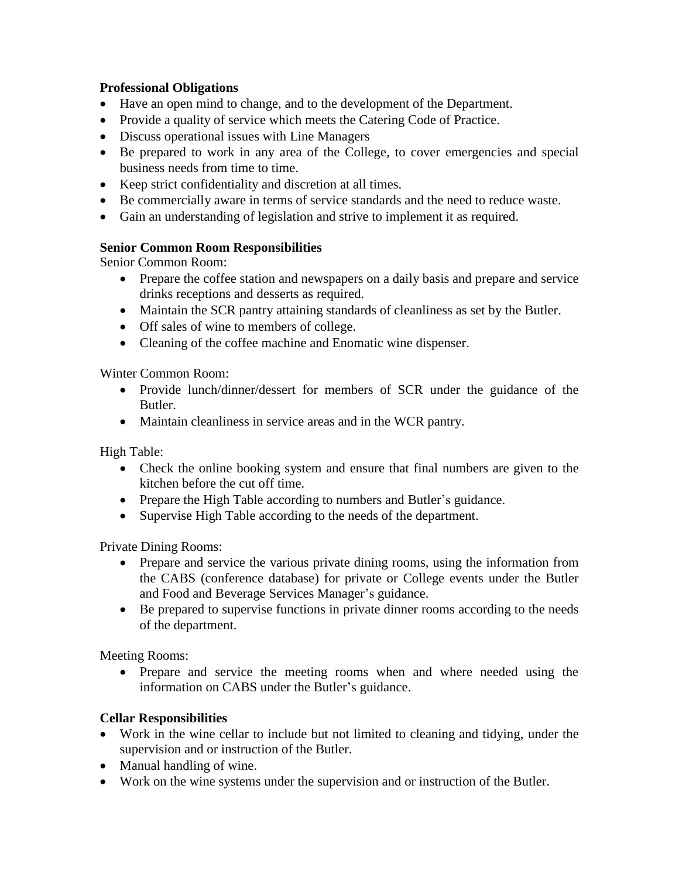**Professional Obligations**

- Have an open mind to change, and to the development of the Department.
- Provide a quality of service which meets the Catering Code of Practice.
- Discuss operational issues with Line Managers
- Be prepared to work in any area of the College, to cover emergencies and special business needs from time to time.
- Keep strict confidentiality and discretion at all times.
- Be commercially aware in terms of service standards and the need to reduce waste.
- Gain an understanding of legislation and strive to implement it as required.

**Senior Common Room Responsibilities**

Senior Common Room:

- Prepare the coffee station and newspapers on a daily basis and prepare and service drinks receptions and desserts as required.
- Maintain the SCR pantry attaining standards of cleanliness as set by the Butler.
- Off sales of wine to members of college.
- Cleaning of the coffee machine and Enomatic wine dispenser.

Winter Common Room:

- Provide lunch/dinner/dessert for members of SCR under the guidance of the Butler.
- Maintain cleanliness in service areas and in the WCR pantry.

High Table:

- Check the online booking system and ensure that final numbers are given to the kitchen before the cut off time.
- Prepare the High Table according to numbers and Butler's guidance.
- Supervise High Table according to the needs of the department.

Private Dining Rooms:

- Prepare and service the various private dining rooms, using the information from the CABS (conference database) for private or College events under the Butler and Food and Beverage Services Manager's guidance.
- Be prepared to supervise functions in private dinner rooms according to the needs of the department.

Meeting Rooms:

- Prepare and service the meeting rooms when and where needed using the information on CABS under the Butler's guidance.

**Cellar Responsibilities**

- Work in the wine cellar to include but not limited to cleaning and tidying, under the supervision and or instruction of the Butler.
- Manual handling of wine.
- Work on the wine systems under the supervision and or instruction of the Butler.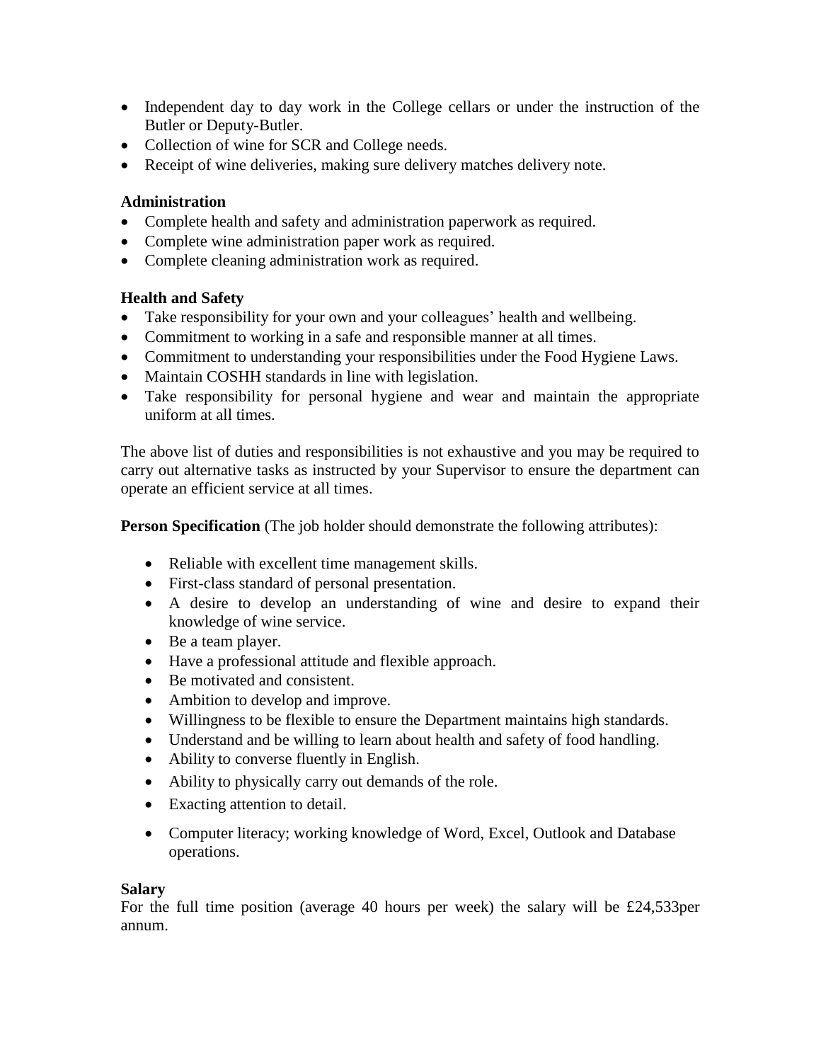- Independent day to day work in the College cellars or under the instruction of the Butler or Deputy-Butler.
- Collection of wine for SCR and College needs.
- Receipt of wine deliveries, making sure delivery matches delivery note.

**Administration**

- Complete health and safety and administration paperwork as required.
- Complete wine administration paper work as required.
- Complete cleaning administration work as required.

**Health and Safety**

- Take responsibility for your own and your colleagues' health and wellbeing.
- Commitment to working in a safe and responsible manner at all times.
- Commitment to understanding your responsibilities under the Food Hygiene Laws.
- Maintain COSHH standards in line with legislation.
- Take responsibility for personal hygiene and wear and maintain the appropriate uniform at all times.

The above list of duties and responsibilities is not exhaustive and you may be required to carry out alternative tasks as instructed by your Supervisor to ensure the department can operate an efficient service at all times.

**Person Specification** (The job holder should demonstrate the following attributes):

- Reliable with excellent time management skills.
- First-class standard of personal presentation.
- A desire to develop an understanding of wine and desire to expand their knowledge of wine service.
- Be a team player.
- Have a professional attitude and flexible approach.
- Be motivated and consistent.
- Ambition to develop and improve.
- Willingness to be flexible to ensure the Department maintains high standards.
- Understand and be willing to learn about health and safety of food handling.
- Ability to converse fluently in English.
- Ability to physically carry out demands of the role.
- Exacting attention to detail.
- Computer literacy; working knowledge of Word, Excel, Outlook and Database operations.

**Salary**

For the full time position (average 40 hours per week) the salary will be £24,533per annum.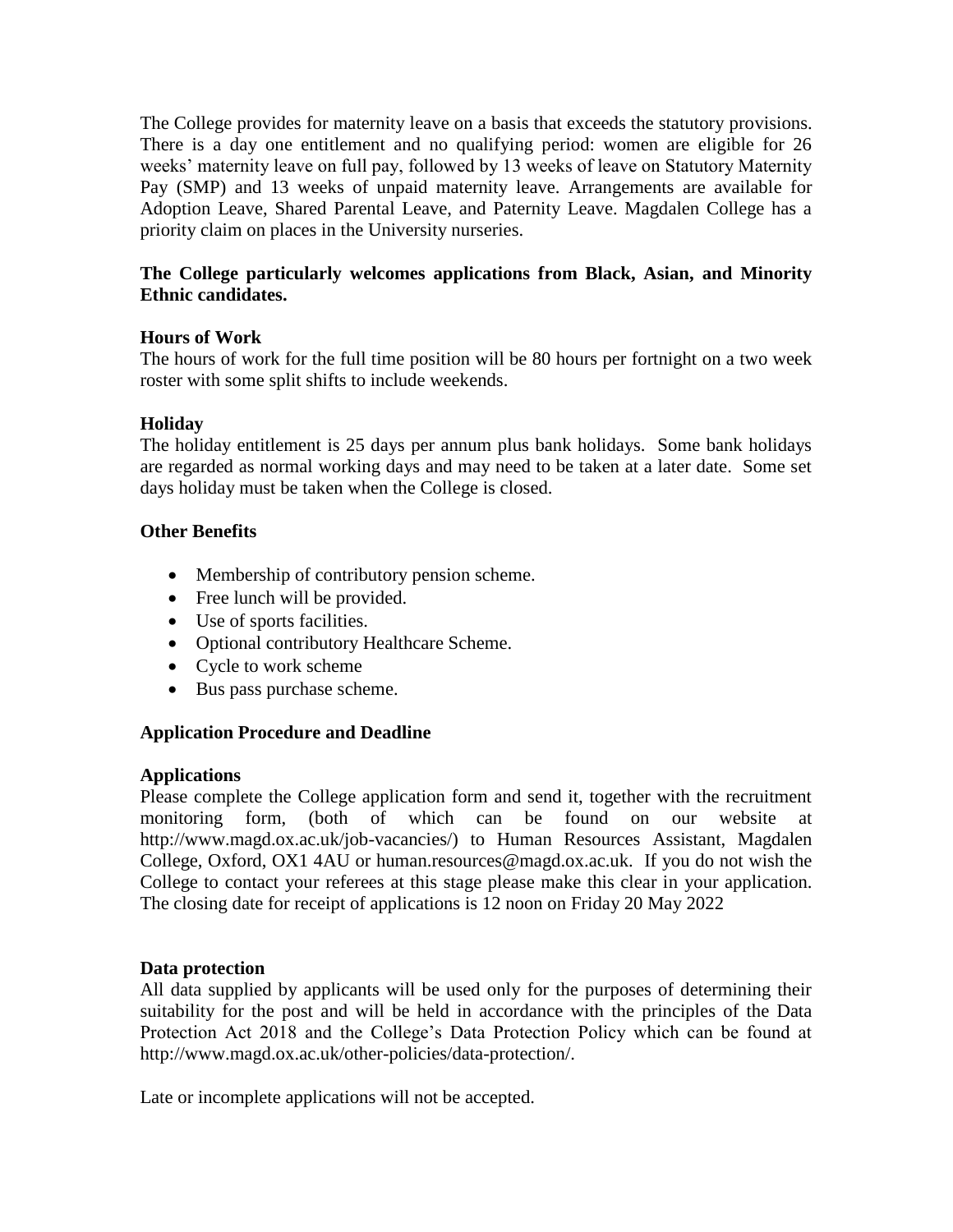The College provides for maternity leave on a basis that exceeds the statutory provisions. There is a day one entitlement and no qualifying period: women are eligible for 26 weeks' maternity leave on full pay, followed by 13 weeks of leave on Statutory Maternity Pay (SMP) and 13 weeks of unpaid maternity leave. Arrangements are available for Adoption Leave, Shared Parental Leave, and Paternity Leave. Magdalen College has a priority claim on places in the University nurseries.

**The College particularly welcomes applications from Black, Asian, and Minority Ethnic candidates.**

**Hours of Work**

The hours of work for the full time position will be 80 hours per fortnight on a two week roster with some split shifts to include weekends.

**Holiday**

The holiday entitlement is 25 days per annum plus bank holidays. Some bank holidays are regarded as normal working days and may need to be taken at a later date. Some set days holiday must be taken when the College is closed.

**Other Benefits**

- Membership of contributory pension scheme.
- Free lunch will be provided.
- Use of sports facilities.
- Optional contributory Healthcare Scheme.
- Cycle to work scheme
- Bus pass purchase scheme.

**Application Procedure and Deadline**

**Applications**

Please complete the College application form and send it, together with the recruitment monitoring form, (both of which can be found on our website at http://www.magd.ox.ac.uk/job-vacancies/) to Human Resources Assistant, Magdalen College, Oxford, OX1 4AU or human.resources@magd.ox.ac.uk. If you do not wish the College to contact your referees at this stage please make this clear in your application. The closing date for receipt of applications is 12 noon on Friday 20 May 2022

**Data protection**

All data supplied by applicants will be used only for the purposes of determining their suitability for the post and will be held in accordance with the principles of the Data Protection Act 2018 and the College's Data Protection Policy which can be found at http://www.magd.ox.ac.uk/other-policies/data-protection/.

Late or incomplete applications will not be accepted.